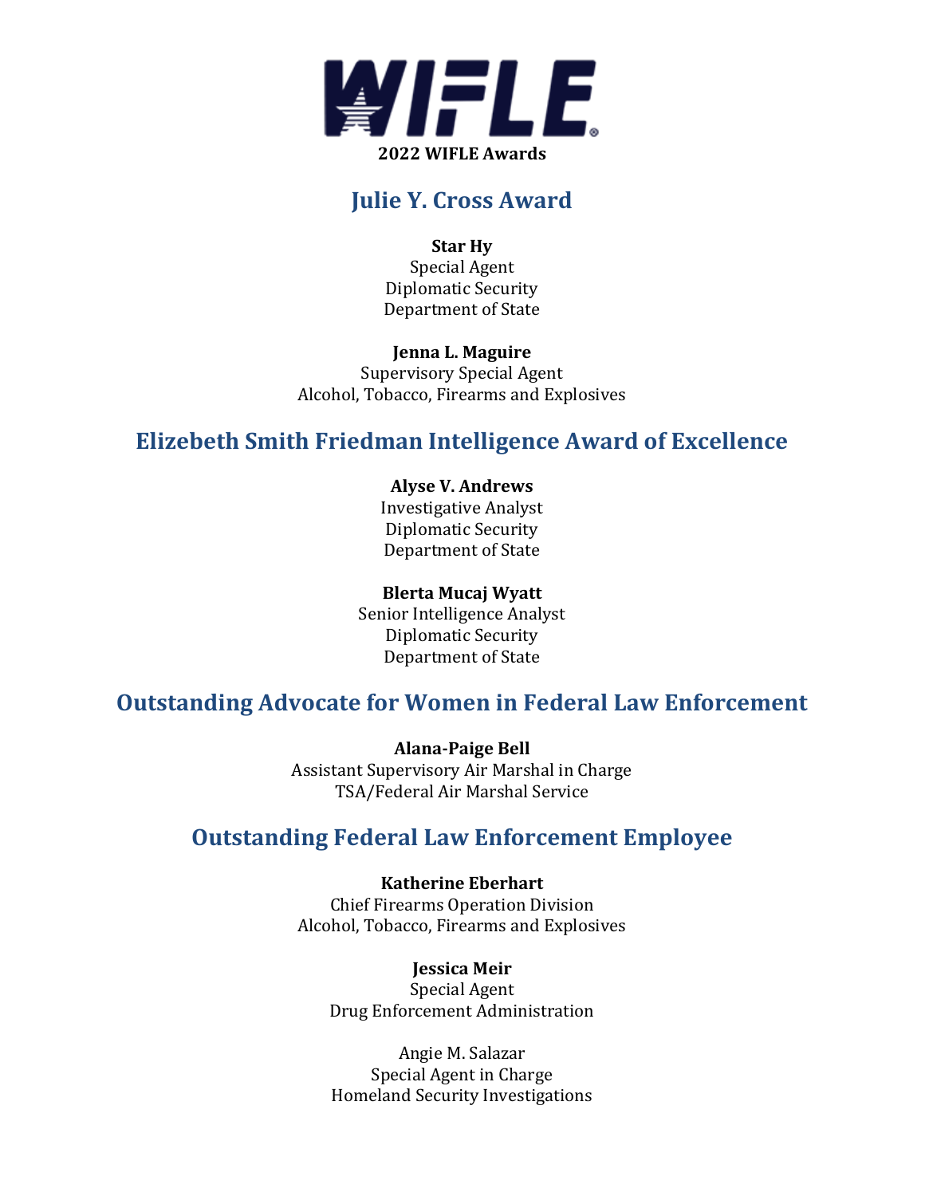# WIFLE

**2022 WIFLE Awards**

## Julie Y. Cross Award

**Star Hy**
Special Agent
Diplomatic Security
Department of State

**Jenna L. Maguire**
Supervisory Special Agent
Alcohol, Tobacco, Firearms and Explosives

## Elizebeth Smith Friedman Intelligence Award of Excellence

**Alyse V. Andrews**
Investigative Analyst
Diplomatic Security
Department of State

**Blerta Mucaj Wyatt**
Senior Intelligence Analyst
Diplomatic Security
Department of State

## Outstanding Advocate for Women in Federal Law Enforcement

**Alana-Paige Bell**
Assistant Supervisory Air Marshal in Charge
TSA/Federal Air Marshal Service

## Outstanding Federal Law Enforcement Employee

**Katherine Eberhart**
Chief Firearms Operation Division
Alcohol, Tobacco, Firearms and Explosives

**Jessica Meir**
Special Agent
Drug Enforcement Administration

Angie M. Salazar
Special Agent in Charge
Homeland Security Investigations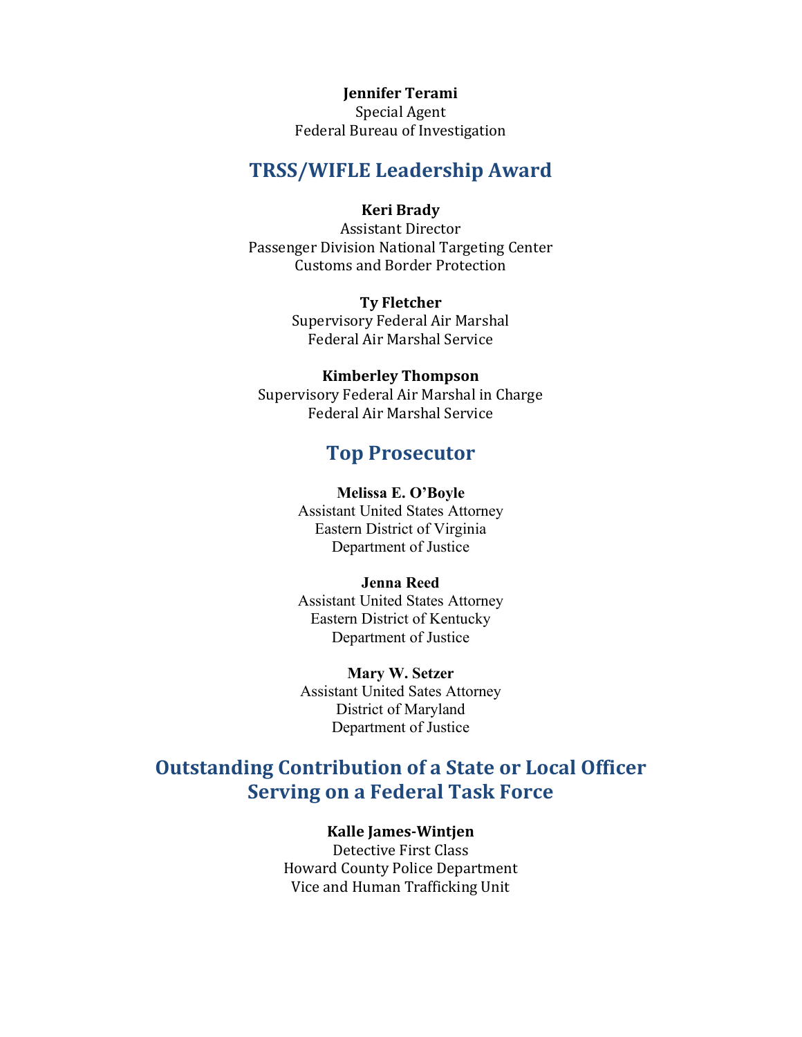**Jennifer Terami**
Special Agent
Federal Bureau of Investigation

## TRSS/WIFLE Leadership Award

**Keri Brady**
Assistant Director
Passenger Division National Targeting Center
Customs and Border Protection

**Ty Fletcher**
Supervisory Federal Air Marshal
Federal Air Marshal Service

**Kimberley Thompson**
Supervisory Federal Air Marshal in Charge
Federal Air Marshal Service

## Top Prosecutor

**Melissa E. O'Boyle**
Assistant United States Attorney
Eastern District of Virginia
Department of Justice

**Jenna Reed**
Assistant United States Attorney
Eastern District of Kentucky
Department of Justice

**Mary W. Setzer**
Assistant United Sates Attorney
District of Maryland
Department of Justice

## Outstanding Contribution of a State or Local Officer Serving on a Federal Task Force

**Kalle James-Wintjen**
Detective First Class
Howard County Police Department
Vice and Human Trafficking Unit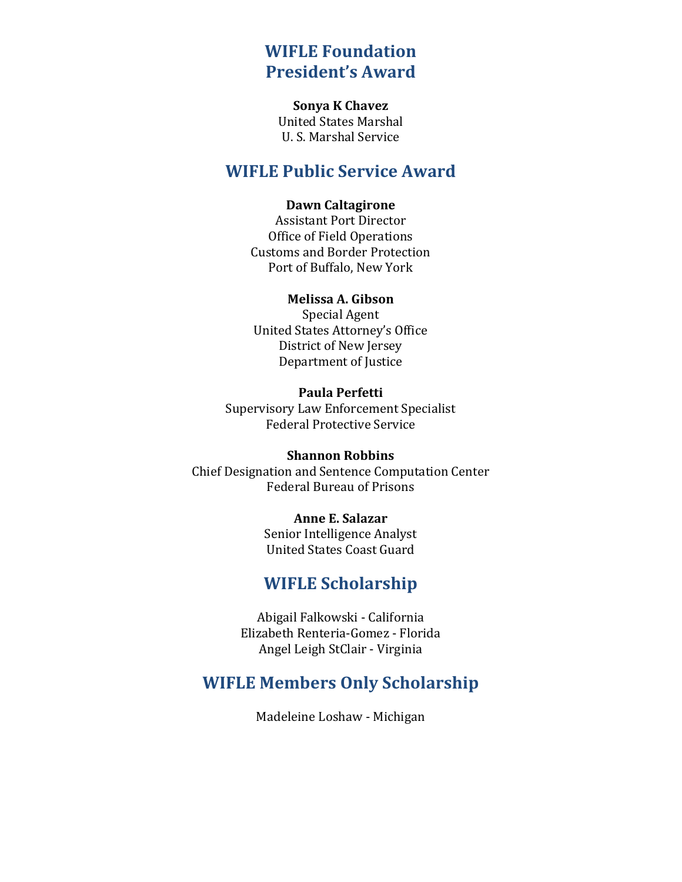## WIFLE Foundation President's Award

**Sonya K Chavez**
United States Marshal
U. S. Marshal Service

## WIFLE Public Service Award

**Dawn Caltagirone**
Assistant Port Director
Office of Field Operations
Customs and Border Protection
Port of Buffalo, New York

**Melissa A. Gibson**
Special Agent
United States Attorney's Office
District of New Jersey
Department of Justice

**Paula Perfetti**
Supervisory Law Enforcement Specialist
Federal Protective Service

**Shannon Robbins**
Chief Designation and Sentence Computation Center
Federal Bureau of Prisons

**Anne E. Salazar**
Senior Intelligence Analyst
United States Coast Guard

## WIFLE Scholarship

Abigail Falkowski - California
Elizabeth Renteria-Gomez - Florida
Angel Leigh StClair - Virginia

## WIFLE Members Only Scholarship

Madeleine Loshaw - Michigan